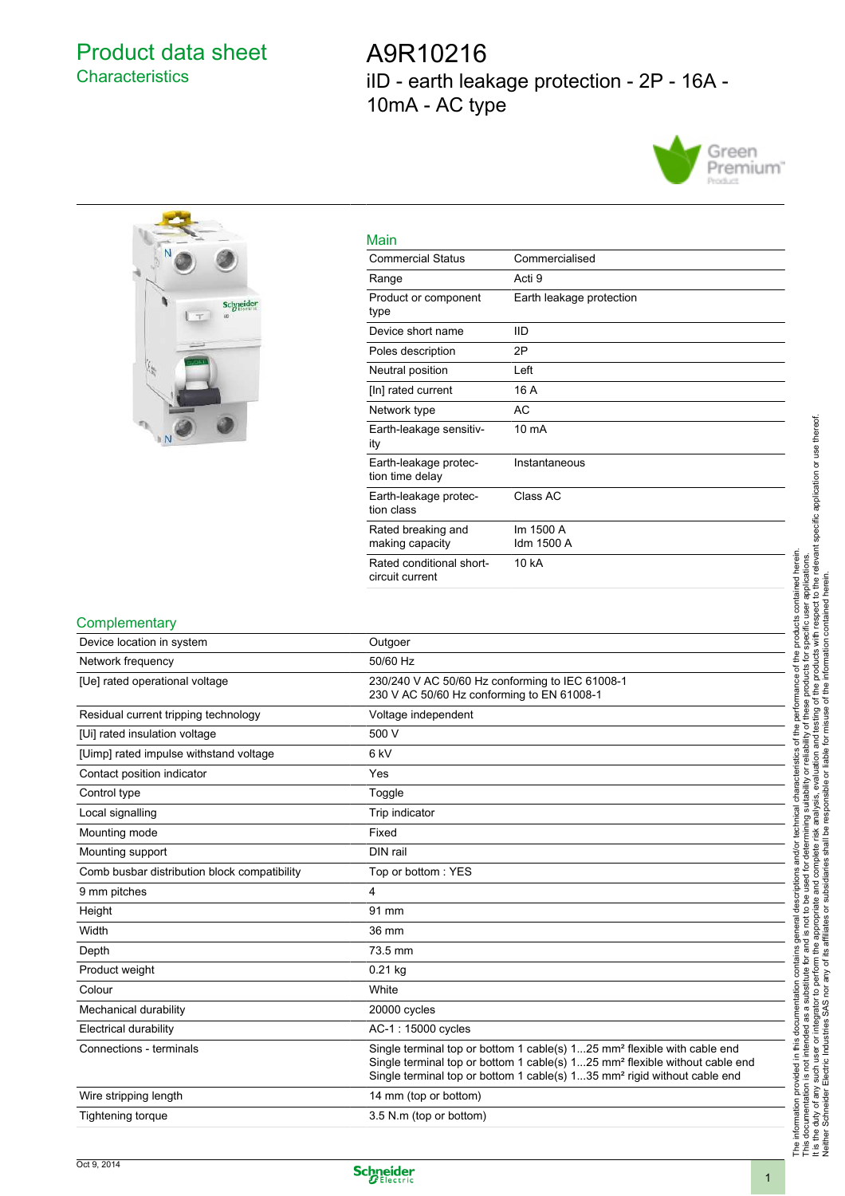# Product data sheet
## Characteristics

# A9R10216
## iID - earth leakage protection - 2P - 16A - 10mA - AC type

Green Premium Product

### Main

| | |
|---|---|
| Commercial Status | Commercialised |
| Range | Acti 9 |
| Product or component type | Earth leakage protection |
| Device short name | IID |
| Poles description | 2P |
| Neutral position | Left |
| [In] rated current | 16 A |
| Network type | AC |
| Earth-leakage sensitivity | 10 mA |
| Earth-leakage protection time delay | Instantaneous |
| Earth-leakage protection class | Class AC |
| Rated breaking and making capacity | Im 1500 A<br>Idm 1500 A |
| Rated conditional short-circuit current | 10 kA |

### Complementary

| | |
|---|---|
| Device location in system | Outgoer |
| Network frequency | 50/60 Hz |
| [Ue] rated operational voltage | 230/240 V AC 50/60 Hz conforming to IEC 61008-1<br>230 V AC 50/60 Hz conforming to EN 61008-1 |
| Residual current tripping technology | Voltage independent |
| [Ui] rated insulation voltage | 500 V |
| [Uimp] rated impulse withstand voltage | 6 kV |
| Contact position indicator | Yes |
| Control type | Toggle |
| Local signalling | Trip indicator |
| Mounting mode | Fixed |
| Mounting support | DIN rail |
| Comb busbar distribution block compatibility | Top or bottom : YES |
| 9 mm pitches | 4 |
| Height | 91 mm |
| Width | 36 mm |
| Depth | 73.5 mm |
| Product weight | 0.21 kg |
| Colour | White |
| Mechanical durability | 20000 cycles |
| Electrical durability | AC-1 : 15000 cycles |
| Connections - terminals | Single terminal top or bottom 1 cable(s) 1...25 mm² flexible with cable end<br>Single terminal top or bottom 1 cable(s) 1...25 mm² flexible without cable end<br>Single terminal top or bottom 1 cable(s) 1...35 mm² rigid without cable end |
| Wire stripping length | 14 mm (top or bottom) |
| Tightening torque | 3.5 N.m (top or bottom) |

The information provided in this documentation contains general descriptions and/or technical characteristics of the performance of the products contained herein.
This documentation is not intended as a substitute for and is not to be used for determining suitability or reliability of these products for specific user applications.
It is the duty of any such user or integrator to perform the appropriate and complete risk analysis, evaluation and testing of the products with respect to the relevant specific application or use thereof.
Neither Schneider Electric Industries SAS nor any of its affiliates or subsidiaries shall be responsible or liable for misuse of the information contained herein.

Oct 9, 2014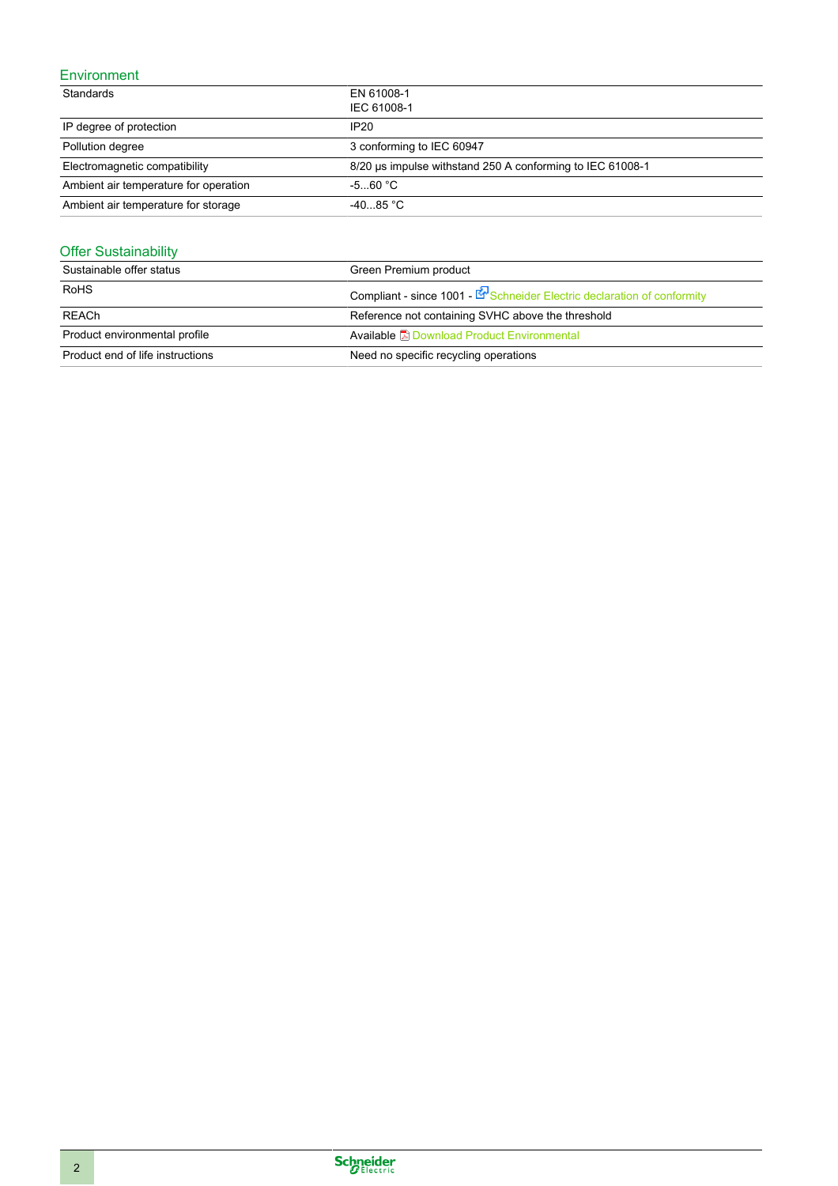## Environment

| | |
|---|---|
| Standards | EN 61008-1<br>IEC 61008-1 |
| IP degree of protection | IP20 |
| Pollution degree | 3 conforming to IEC 60947 |
| Electromagnetic compatibility | 8/20 µs impulse withstand 250 A conforming to IEC 61008-1 |
| Ambient air temperature for operation | -5...60 °C |
| Ambient air temperature for storage | -40...85 °C |

## Offer Sustainability

| | |
|---|---|
| Sustainable offer status | Green Premium product |
| RoHS | Compliant - since 1001 - Schneider Electric declaration of conformity |
| REACh | Reference not containing SVHC above the threshold |
| Product environmental profile | Available Download Product Environmental |
| Product end of life instructions | Need no specific recycling operations |